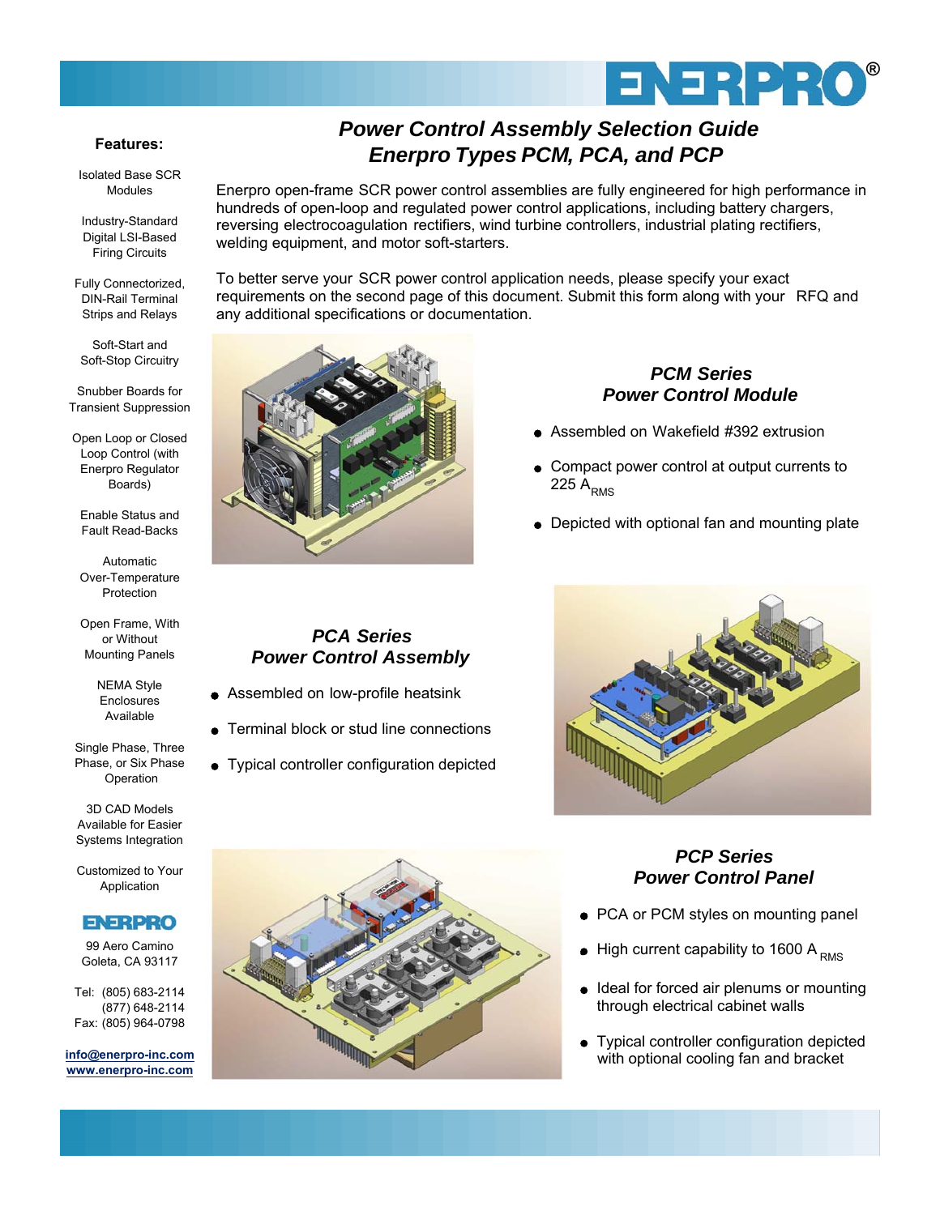# Power Control Assembly Selection Guide
## Enerpro Types PCM, PCA, and PCP

Enerpro open-frame SCR power control assemblies are fully engineered for high performance in hundreds of open-loop and regulated power control applications, including battery chargers, reversing electrocoagulation rectifiers, wind turbine controllers, industrial plating rectifiers, welding equipment, and motor soft-starters.

To better serve your SCR power control application needs, please specify your exact requirements on the second page of this document. Submit this form along with your RFQ and any additional specifications or documentation.

### PCM Series
### Power Control Module

- Assembled on Wakefield #392 extrusion
- Compact power control at output currents to 225 $A_{RMS}$
- Depicted with optional fan and mounting plate

### PCA Series
### Power Control Assembly

- Assembled on low-profile heatsink
- Terminal block or stud line connections
- Typical controller configuration depicted

### PCP Series
### Power Control Panel

- PCA or PCM styles on mounting panel
- High current capability to 1600 $A_{RMS}$
- Ideal for forced air plenums or mounting through electrical cabinet walls
- Typical controller configuration depicted with optional cooling fan and bracket

**Features:**

- Isolated Base SCR Modules
- Industry-Standard Digital LSI-Based Firing Circuits
- Fully Connectorized, DIN-Rail Terminal Strips and Relays
- Soft-Start and Soft-Stop Circuitry
- Snubber Boards for Transient Suppression
- Open Loop or Closed Loop Control (with Enerpro Regulator Boards)
- Enable Status and Fault Read-Backs
- Automatic Over-Temperature Protection
- Open Frame, With or Without Mounting Panels
- NEMA Style Enclosures Available
- Single Phase, Three Phase, or Six Phase Operation
- 3D CAD Models Available for Easier Systems Integration
- Customized to Your Application

ENERPRO
99 Aero Camino
Goleta, CA 93117

Tel: (805) 683-2114
(877) 648-2114
Fax: (805) 964-0798

info@enerpro-inc.com
www.enerpro-inc.com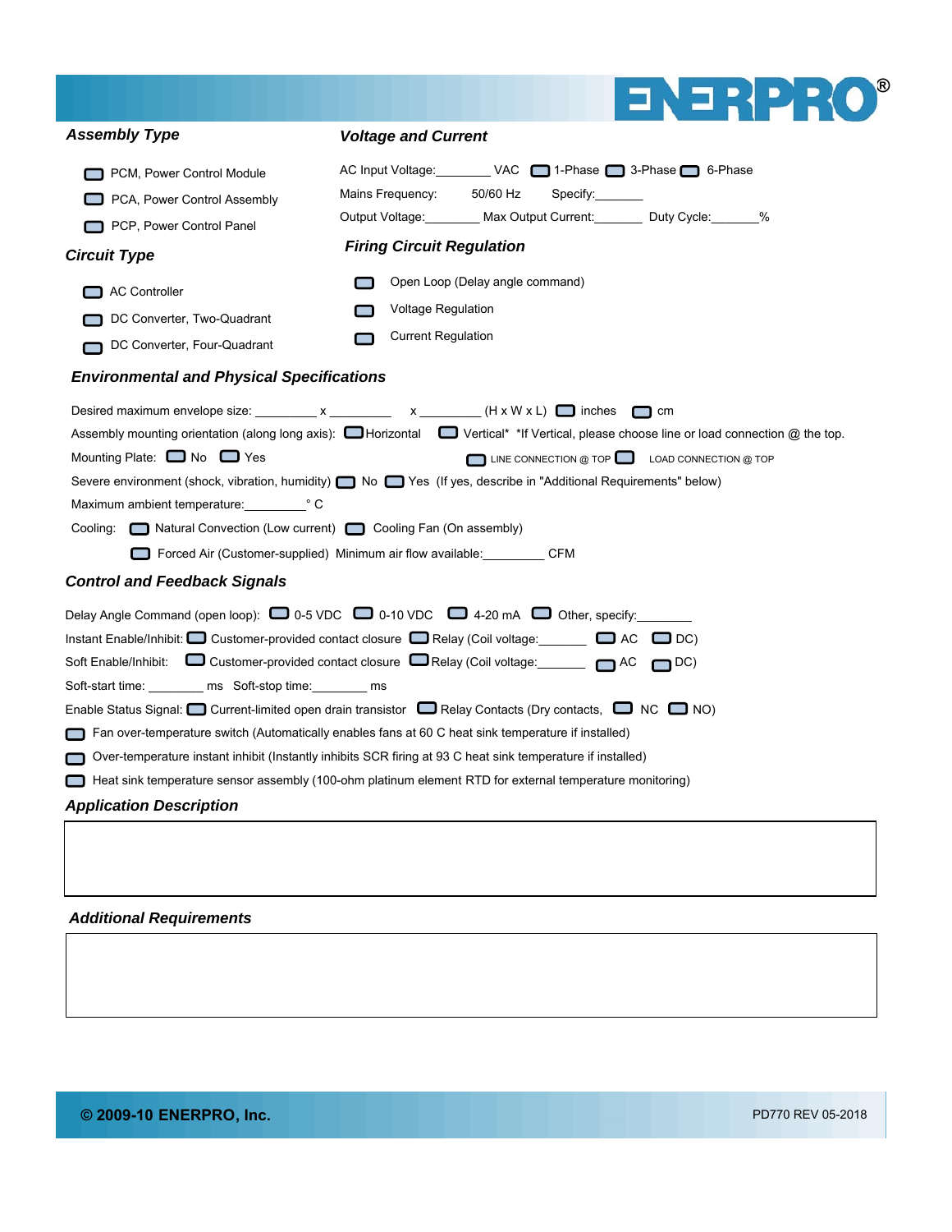## Assembly Type

- ☐ PCM, Power Control Module
- ☐ PCA, Power Control Assembly
- ☐ PCP, Power Control Panel

## Voltage and Current

AC Input Voltage:________ VAC ☐ 1-Phase ☐ 3-Phase ☐ 6-Phase

Mains Frequency: 50/60 Hz Specify:_______

Output Voltage:________ Max Output Current:_______ Duty Cycle:_______%

## Circuit Type

- ☐ AC Controller
- ☐ DC Converter, Two-Quadrant
- ☐ DC Converter, Four-Quadrant

## Firing Circuit Regulation

- ☐ Open Loop (Delay angle command)
- ☐ Voltage Regulation
- ☐ Current Regulation

## Environmental and Physical Specifications

Desired maximum envelope size: _________ x _________ x _________ (H x W x L) ☐ inches ☐ cm

Assembly mounting orientation (along long axis): ☐ Horizontal ☐ Vertical* *If Vertical, please choose line or load connection @ the top.

Mounting Plate: ☐ No ☐ Yes ☐ LINE CONNECTION @ TOP ☐ LOAD CONNECTION @ TOP

Severe environment (shock, vibration, humidity) ☐ No ☐ Yes (If yes, describe in "Additional Requirements" below)

Maximum ambient temperature:_________° C

Cooling: ☐ Natural Convection (Low current) ☐ Cooling Fan (On assembly)

☐ Forced Air (Customer-supplied) Minimum air flow available:_________ CFM

## Control and Feedback Signals

Delay Angle Command (open loop): ☐ 0-5 VDC ☐ 0-10 VDC ☐ 4-20 mA ☐ Other, specify:________

Instant Enable/Inhibit: ☐ Customer-provided contact closure ☐ Relay (Coil voltage:_______ ☐ AC ☐ DC)

Soft Enable/Inhibit: ☐ Customer-provided contact closure ☐ Relay (Coil voltage:_______ ☐ AC ☐ DC)

Soft-start time: ________ ms Soft-stop time:________ ms

Enable Status Signal: ☐ Current-limited open drain transistor ☐ Relay Contacts (Dry contacts, ☐ NC ☐ NO)

☐ Fan over-temperature switch (Automatically enables fans at 60 C heat sink temperature if installed)

☐ Over-temperature instant inhibit (Instantly inhibits SCR firing at 93 C heat sink temperature if installed)

☐ Heat sink temperature sensor assembly (100-ohm platinum element RTD for external temperature monitoring)

## Application Description

## Additional Requirements

© 2009-10 ENERPRO, Inc.

PD770 REV 05-2018